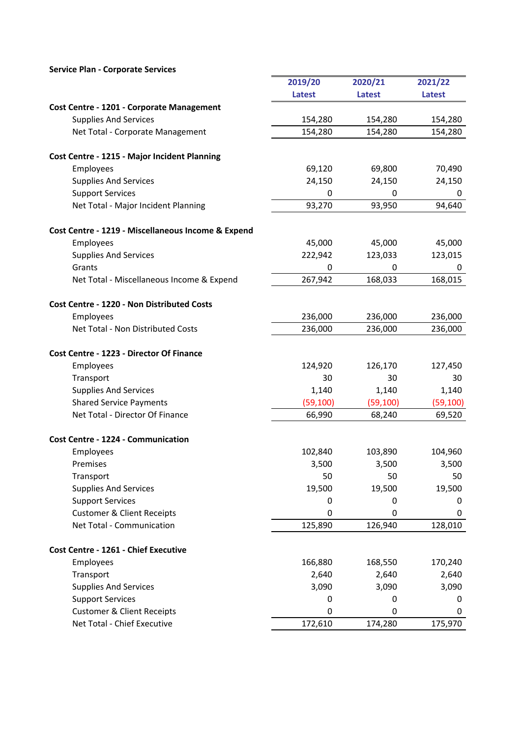**Service Plan - Corporate Services**

| | 2019/20 Latest | 2020/21 Latest | 2021/22 Latest |
|---|---|---|---|
| **Cost Centre - 1201 - Corporate Management** | | | |
| Supplies And Services | 154,280 | 154,280 | 154,280 |
| Net Total - Corporate Management | 154,280 | 154,280 | 154,280 |
| | | | |
| **Cost Centre - 1215 - Major Incident Planning** | | | |
| Employees | 69,120 | 69,800 | 70,490 |
| Supplies And Services | 24,150 | 24,150 | 24,150 |
| Support Services | 0 | 0 | 0 |
| Net Total - Major Incident Planning | 93,270 | 93,950 | 94,640 |
| | | | |
| **Cost Centre - 1219 - Miscellaneous Income & Expend** | | | |
| Employees | 45,000 | 45,000 | 45,000 |
| Supplies And Services | 222,942 | 123,033 | 123,015 |
| Grants | 0 | 0 | 0 |
| Net Total - Miscellaneous Income & Expend | 267,942 | 168,033 | 168,015 |
| | | | |
| **Cost Centre - 1220 - Non Distributed Costs** | | | |
| Employees | 236,000 | 236,000 | 236,000 |
| Net Total - Non Distributed Costs | 236,000 | 236,000 | 236,000 |
| | | | |
| **Cost Centre - 1223 - Director Of Finance** | | | |
| Employees | 124,920 | 126,170 | 127,450 |
| Transport | 30 | 30 | 30 |
| Supplies And Services | 1,140 | 1,140 | 1,140 |
| Shared Service Payments | (59,100) | (59,100) | (59,100) |
| Net Total - Director Of Finance | 66,990 | 68,240 | 69,520 |
| | | | |
| **Cost Centre - 1224 - Communication** | | | |
| Employees | 102,840 | 103,890 | 104,960 |
| Premises | 3,500 | 3,500 | 3,500 |
| Transport | 50 | 50 | 50 |
| Supplies And Services | 19,500 | 19,500 | 19,500 |
| Support Services | 0 | 0 | 0 |
| Customer & Client Receipts | 0 | 0 | 0 |
| Net Total - Communication | 125,890 | 126,940 | 128,010 |
| | | | |
| **Cost Centre - 1261 - Chief Executive** | | | |
| Employees | 166,880 | 168,550 | 170,240 |
| Transport | 2,640 | 2,640 | 2,640 |
| Supplies And Services | 3,090 | 3,090 | 3,090 |
| Support Services | 0 | 0 | 0 |
| Customer & Client Receipts | 0 | 0 | 0 |
| Net Total - Chief Executive | 172,610 | 174,280 | 175,970 |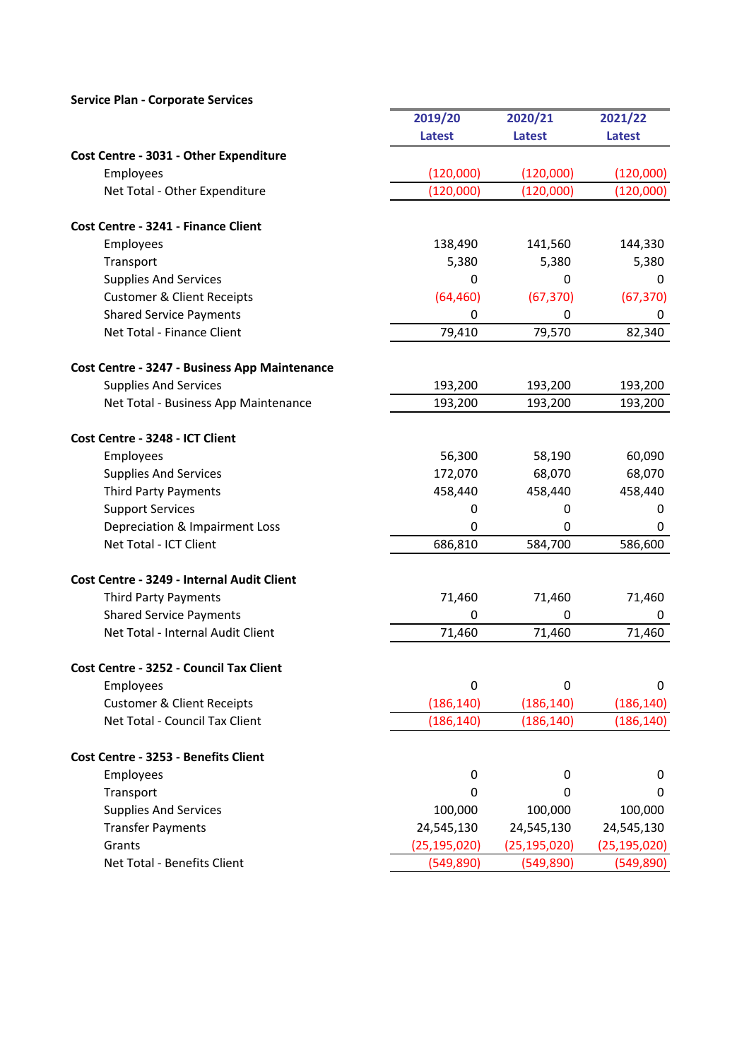**Service Plan - Corporate Services**

| | 2019/20 Latest | 2020/21 Latest | 2021/22 Latest |
|---|---|---|---|
| **Cost Centre - 3031 - Other Expenditure** | | | |
| Employees | (120,000) | (120,000) | (120,000) |
| Net Total - Other Expenditure | (120,000) | (120,000) | (120,000) |
| **Cost Centre - 3241 - Finance Client** | | | |
| Employees | 138,490 | 141,560 | 144,330 |
| Transport | 5,380 | 5,380 | 5,380 |
| Supplies And Services | 0 | 0 | 0 |
| Customer & Client Receipts | (64,460) | (67,370) | (67,370) |
| Shared Service Payments | 0 | 0 | 0 |
| Net Total - Finance Client | 79,410 | 79,570 | 82,340 |
| **Cost Centre - 3247 - Business App Maintenance** | | | |
| Supplies And Services | 193,200 | 193,200 | 193,200 |
| Net Total - Business App Maintenance | 193,200 | 193,200 | 193,200 |
| **Cost Centre - 3248 - ICT Client** | | | |
| Employees | 56,300 | 58,190 | 60,090 |
| Supplies And Services | 172,070 | 68,070 | 68,070 |
| Third Party Payments | 458,440 | 458,440 | 458,440 |
| Support Services | 0 | 0 | 0 |
| Depreciation & Impairment Loss | 0 | 0 | 0 |
| Net Total - ICT Client | 686,810 | 584,700 | 586,600 |
| **Cost Centre - 3249 - Internal Audit Client** | | | |
| Third Party Payments | 71,460 | 71,460 | 71,460 |
| Shared Service Payments | 0 | 0 | 0 |
| Net Total - Internal Audit Client | 71,460 | 71,460 | 71,460 |
| **Cost Centre - 3252 - Council Tax Client** | | | |
| Employees | 0 | 0 | 0 |
| Customer & Client Receipts | (186,140) | (186,140) | (186,140) |
| Net Total - Council Tax Client | (186,140) | (186,140) | (186,140) |
| **Cost Centre - 3253 - Benefits Client** | | | |
| Employees | 0 | 0 | 0 |
| Transport | 0 | 0 | 0 |
| Supplies And Services | 100,000 | 100,000 | 100,000 |
| Transfer Payments | 24,545,130 | 24,545,130 | 24,545,130 |
| Grants | (25,195,020) | (25,195,020) | (25,195,020) |
| Net Total - Benefits Client | (549,890) | (549,890) | (549,890) |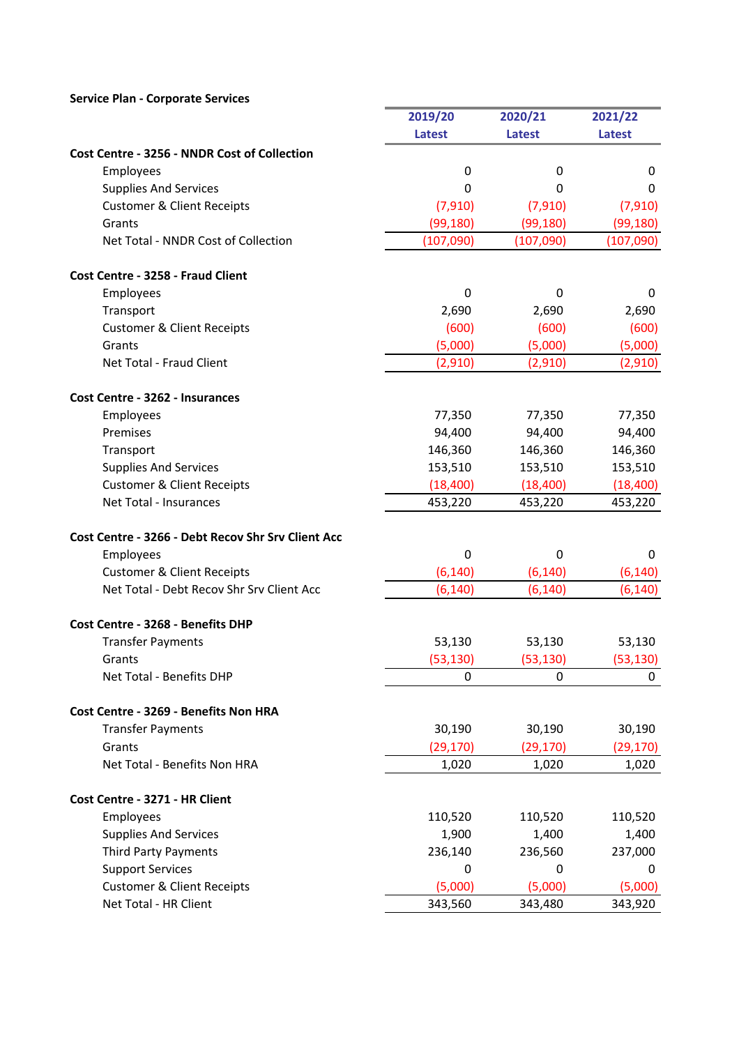**Service Plan - Corporate Services**

| | 2019/20 Latest | 2020/21 Latest | 2021/22 Latest |
|---|---|---|---|
| **Cost Centre - 3256 - NNDR Cost of Collection** | | | |
| Employees | 0 | 0 | 0 |
| Supplies And Services | 0 | 0 | 0 |
| Customer & Client Receipts | (7,910) | (7,910) | (7,910) |
| Grants | (99,180) | (99,180) | (99,180) |
| Net Total - NNDR Cost of Collection | (107,090) | (107,090) | (107,090) |
| | | | |
| **Cost Centre - 3258 - Fraud Client** | | | |
| Employees | 0 | 0 | 0 |
| Transport | 2,690 | 2,690 | 2,690 |
| Customer & Client Receipts | (600) | (600) | (600) |
| Grants | (5,000) | (5,000) | (5,000) |
| Net Total - Fraud Client | (2,910) | (2,910) | (2,910) |
| | | | |
| **Cost Centre - 3262 - Insurances** | | | |
| Employees | 77,350 | 77,350 | 77,350 |
| Premises | 94,400 | 94,400 | 94,400 |
| Transport | 146,360 | 146,360 | 146,360 |
| Supplies And Services | 153,510 | 153,510 | 153,510 |
| Customer & Client Receipts | (18,400) | (18,400) | (18,400) |
| Net Total - Insurances | 453,220 | 453,220 | 453,220 |
| | | | |
| **Cost Centre - 3266 - Debt Recov Shr Srv Client Acc** | | | |
| Employees | 0 | 0 | 0 |
| Customer & Client Receipts | (6,140) | (6,140) | (6,140) |
| Net Total - Debt Recov Shr Srv Client Acc | (6,140) | (6,140) | (6,140) |
| | | | |
| **Cost Centre - 3268 - Benefits DHP** | | | |
| Transfer Payments | 53,130 | 53,130 | 53,130 |
| Grants | (53,130) | (53,130) | (53,130) |
| Net Total - Benefits DHP | 0 | 0 | 0 |
| | | | |
| **Cost Centre - 3269 - Benefits Non HRA** | | | |
| Transfer Payments | 30,190 | 30,190 | 30,190 |
| Grants | (29,170) | (29,170) | (29,170) |
| Net Total - Benefits Non HRA | 1,020 | 1,020 | 1,020 |
| | | | |
| **Cost Centre - 3271 - HR Client** | | | |
| Employees | 110,520 | 110,520 | 110,520 |
| Supplies And Services | 1,900 | 1,400 | 1,400 |
| Third Party Payments | 236,140 | 236,560 | 237,000 |
| Support Services | 0 | 0 | 0 |
| Customer & Client Receipts | (5,000) | (5,000) | (5,000) |
| Net Total - HR Client | 343,560 | 343,480 | 343,920 |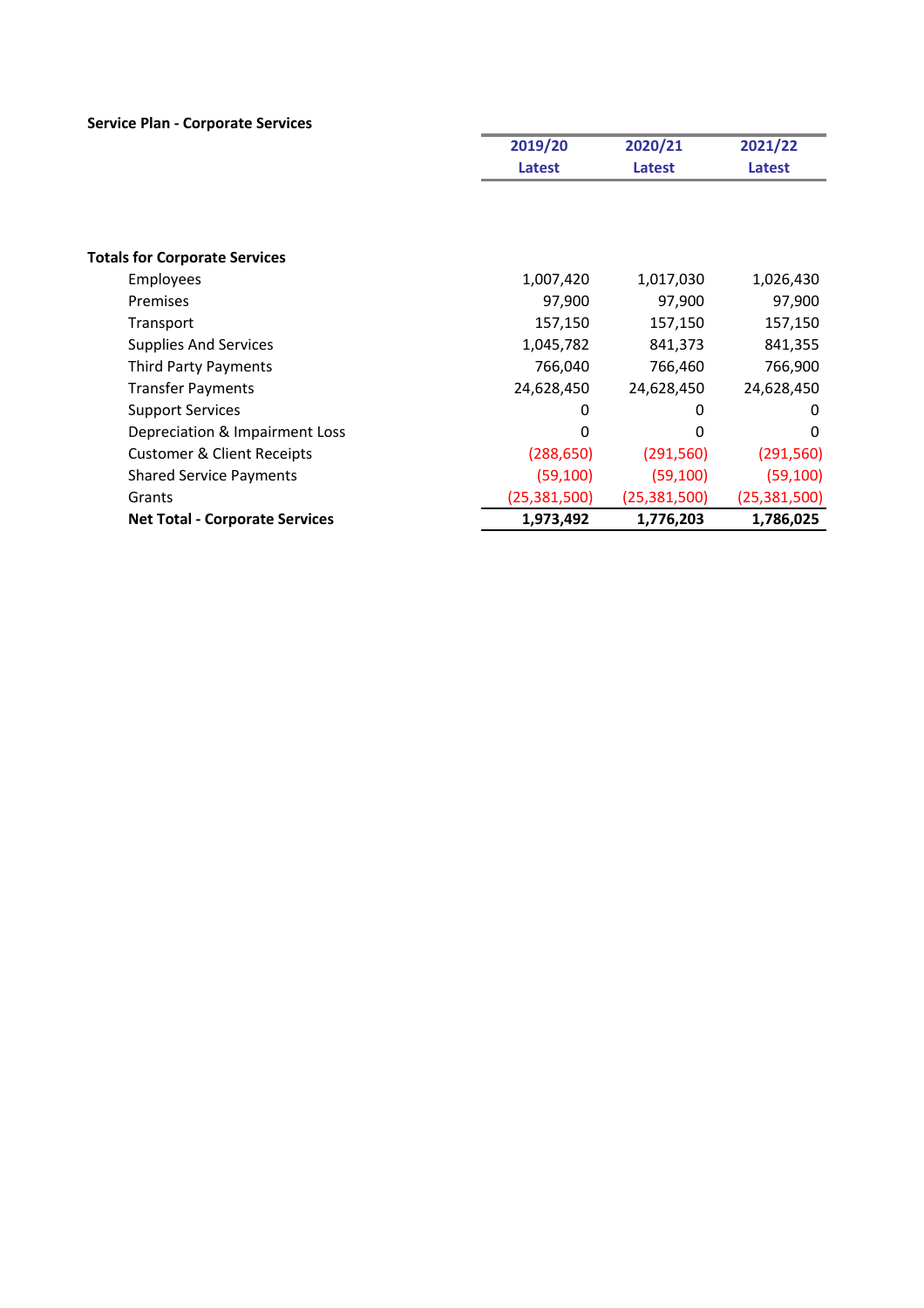**Service Plan - Corporate Services**

| | 2019/20 Latest | 2020/21 Latest | 2021/22 Latest |
|---|---|---|---|
| **Totals for Corporate Services** | | | |
| Employees | 1,007,420 | 1,017,030 | 1,026,430 |
| Premises | 97,900 | 97,900 | 97,900 |
| Transport | 157,150 | 157,150 | 157,150 |
| Supplies And Services | 1,045,782 | 841,373 | 841,355 |
| Third Party Payments | 766,040 | 766,460 | 766,900 |
| Transfer Payments | 24,628,450 | 24,628,450 | 24,628,450 |
| Support Services | 0 | 0 | 0 |
| Depreciation & Impairment Loss | 0 | 0 | 0 |
| Customer & Client Receipts | (288,650) | (291,560) | (291,560) |
| Shared Service Payments | (59,100) | (59,100) | (59,100) |
| Grants | (25,381,500) | (25,381,500) | (25,381,500) |
| **Net Total - Corporate Services** | **1,973,492** | **1,776,203** | **1,786,025** |